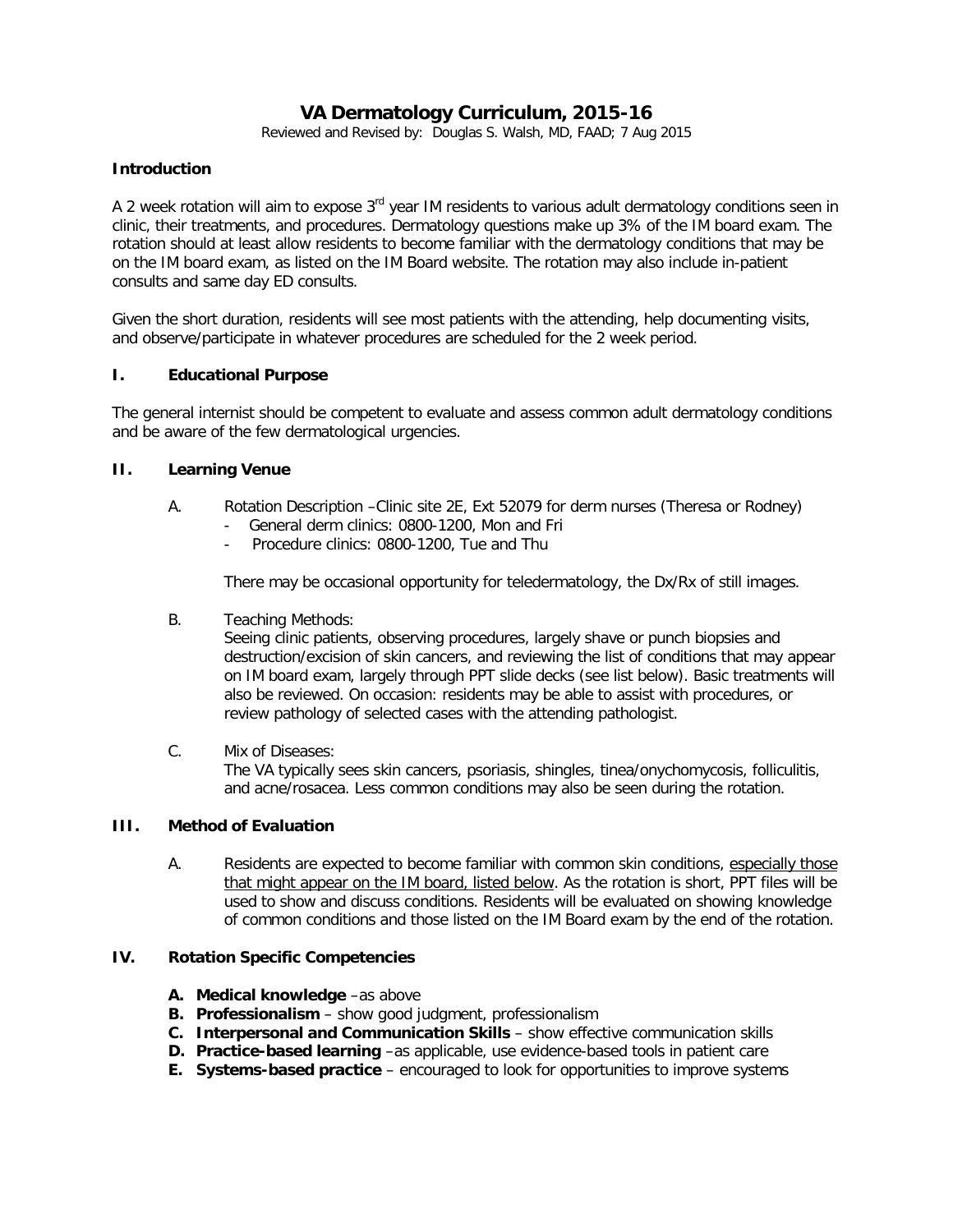# VA Dermatology Curriculum, 2015-16

Reviewed and Revised by: Douglas S. Walsh, MD, FAAD; 7 Aug 2015

**Introduction**

A 2 week rotation will aim to expose 3rd year IM residents to various adult dermatology conditions seen in clinic, their treatments, and procedures. Dermatology questions make up 3% of the IM board exam. The rotation should at least allow residents to become familiar with the dermatology conditions that may be on the IM board exam, as listed on the IM Board website. The rotation may also include in-patient consults and same day ED consults.

Given the short duration, residents will see most patients with the attending, help documenting visits, and observe/participate in whatever procedures are scheduled for the 2 week period.

## I. Educational Purpose

The general internist should be competent to evaluate and assess common adult dermatology conditions and be aware of the few dermatological urgencies.

## II. Learning Venue

A. Rotation Description –Clinic site 2E, Ext 52079 for derm nurses (Theresa or Rodney)

- General derm clinics: 0800-1200, Mon and Fri
- Procedure clinics: 0800-1200, Tue and Thu

There may be occasional opportunity for teledermatology, the Dx/Rx of still images.

B. Teaching Methods:
Seeing clinic patients, observing procedures, largely shave or punch biopsies and destruction/excision of skin cancers, and reviewing the list of conditions that may appear on IM board exam, largely through PPT slide decks (see list below). Basic treatments will also be reviewed. On occasion: residents may be able to assist with procedures, or review pathology of selected cases with the attending pathologist.

C. Mix of Diseases:
The VA typically sees skin cancers, psoriasis, shingles, tinea/onychomycosis, folliculitis, and acne/rosacea. Less common conditions may also be seen during the rotation.

## III. Method of Evaluation

A. Residents are expected to become familiar with common skin conditions, <u>especially those that might appear on the IM board, listed below</u>. As the rotation is short, PPT files will be used to show and discuss conditions. Residents will be evaluated on showing knowledge of common conditions and those listed on the IM Board exam by the end of the rotation.

## IV. Rotation Specific Competencies

- **A. Medical knowledge** –as above
- **B. Professionalism** – show good judgment, professionalism
- **C. Interpersonal and Communication Skills** – show effective communication skills
- **D. Practice-based learning** –as applicable, use evidence-based tools in patient care
- **E. Systems-based practice** – encouraged to look for opportunities to improve systems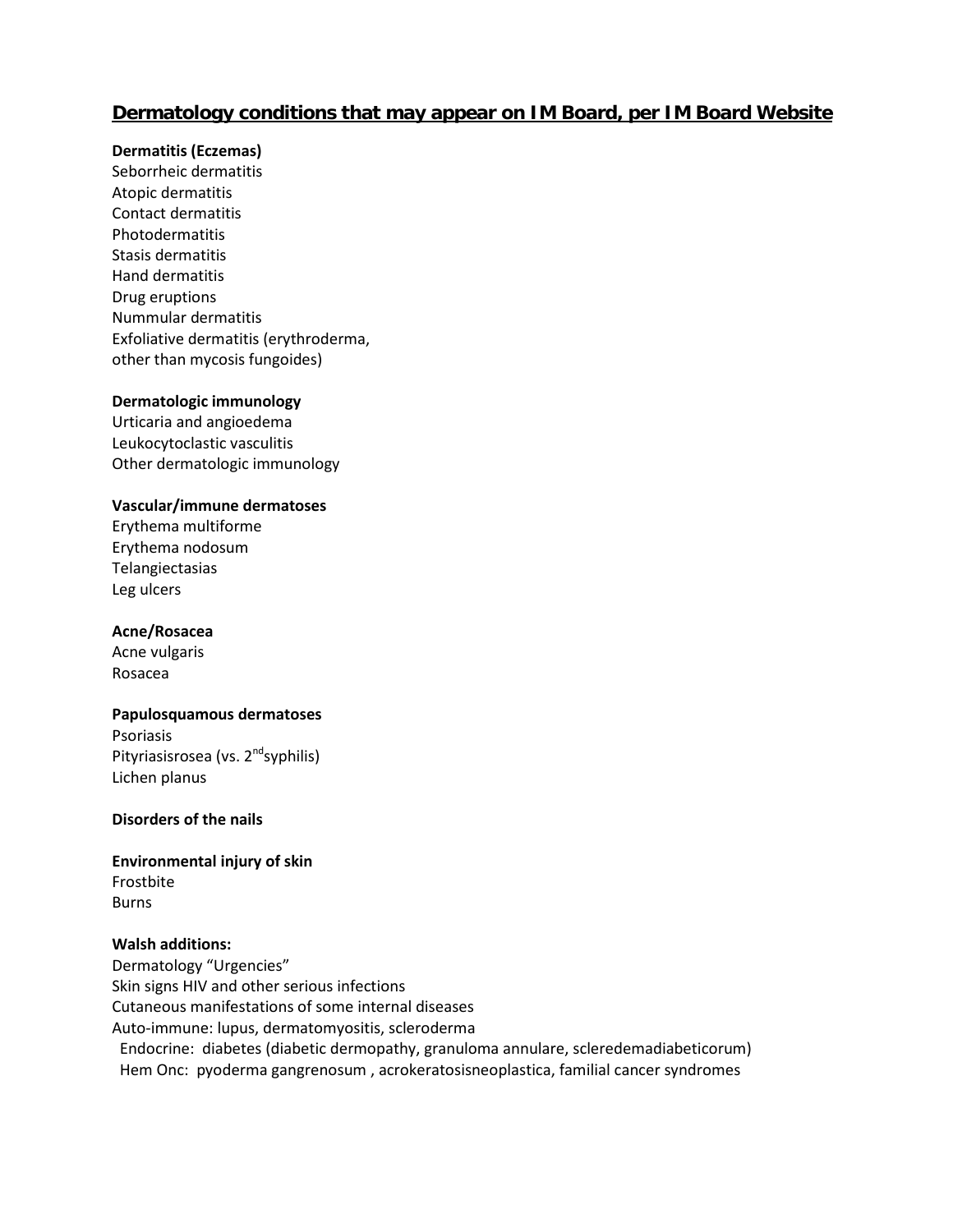## Dermatology conditions that may appear on IM Board, per IM Board Website

**Dermatitis (Eczemas)**
Seborrheic dermatitis
Atopic dermatitis
Contact dermatitis
Photodermatitis
Stasis dermatitis
Hand dermatitis
Drug eruptions
Nummular dermatitis
Exfoliative dermatitis (erythroderma,
other than mycosis fungoides)

**Dermatologic immunology**
Urticaria and angioedema
Leukocytoclastic vasculitis
Other dermatologic immunology

**Vascular/immune dermatoses**
Erythema multiforme
Erythema nodosum
Telangiectasias
Leg ulcers

**Acne/Rosacea**
Acne vulgaris
Rosacea

**Papulosquamous dermatoses**
Psoriasis
Pityriasisrosea (vs. 2nd syphilis)
Lichen planus

**Disorders of the nails**

**Environmental injury of skin**
Frostbite
Burns

**Walsh additions:**
Dermatology "Urgencies"
Skin signs HIV and other serious infections
Cutaneous manifestations of some internal diseases
Auto-immune: lupus, dermatomyositis, scleroderma
Endocrine: diabetes (diabetic dermopathy, granuloma annulare, scleredemadiabeticorum)
Hem Onc: pyoderma gangrenosum , acrokeratosisneoplastica, familial cancer syndromes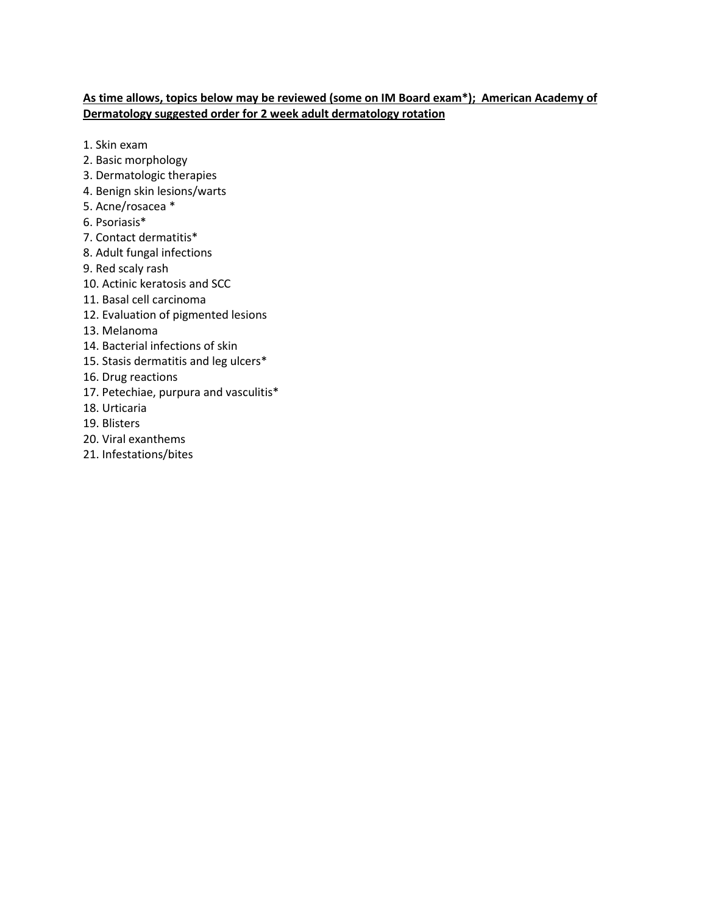**<u>As time allows, topics below may be reviewed (some on IM Board exam*); American Academy of Dermatology suggested order for 2 week adult dermatology rotation</u>**

1. Skin exam
2. Basic morphology
3. Dermatologic therapies
4. Benign skin lesions/warts
5. Acne/rosacea *
6. Psoriasis*
7. Contact dermatitis*
8. Adult fungal infections
9. Red scaly rash
10. Actinic keratosis and SCC
11. Basal cell carcinoma
12. Evaluation of pigmented lesions
13. Melanoma
14. Bacterial infections of skin
15. Stasis dermatitis and leg ulcers*
16. Drug reactions
17. Petechiae, purpura and vasculitis*
18. Urticaria
19. Blisters
20. Viral exanthems
21. Infestations/bites